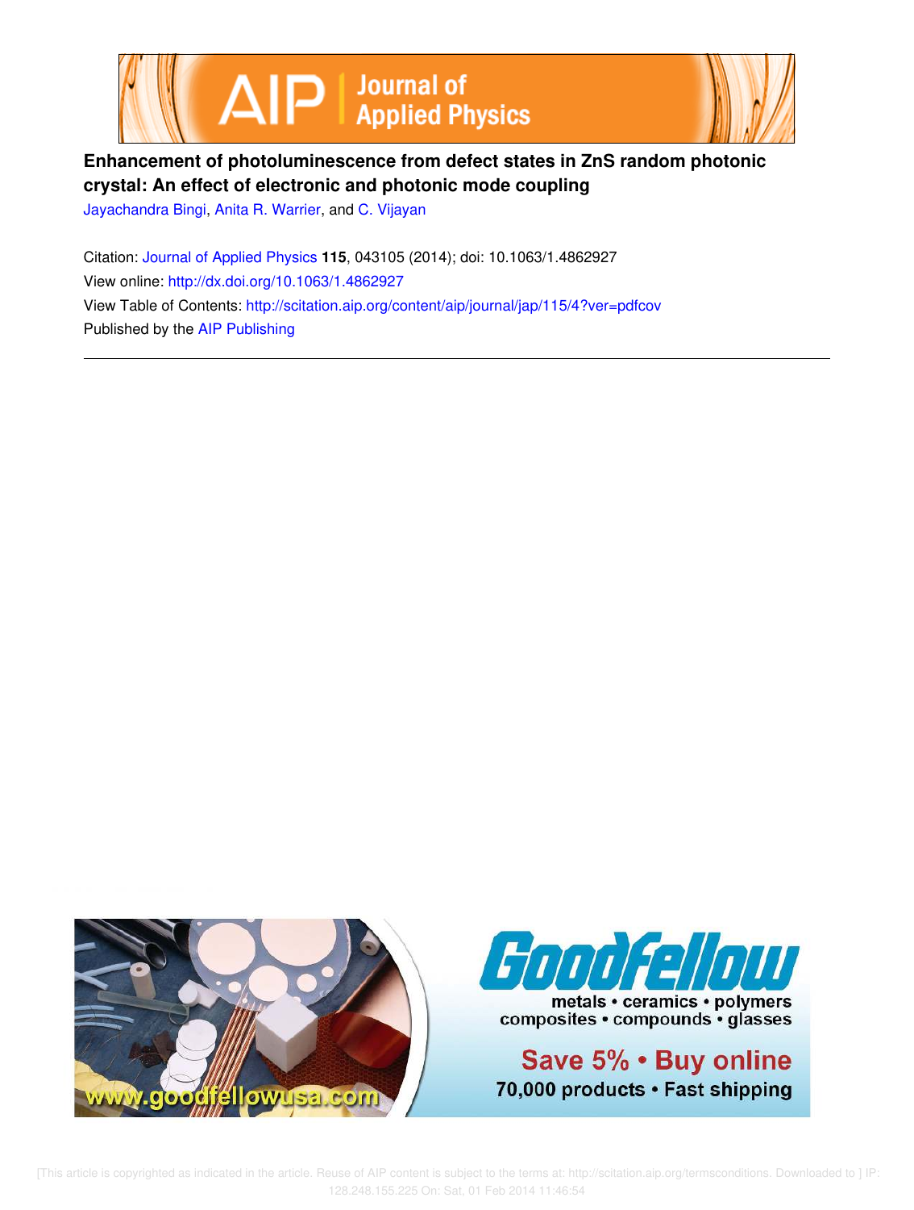# Enhancement of photoluminescence from defect states in ZnS random photonic crystal: An effect of electronic and photonic mode coupling

Jayachandra Bingi, Anita R. Warrier, and C. Vijayan

Citation: Journal of Applied Physics **115**, 043105 (2014); doi: 10.1063/1.4862927

View online: http://dx.doi.org/10.1063/1.4862927

View Table of Contents: http://scitation.aip.org/content/aip/journal/jap/115/4?ver=pdfcov

Published by the AIP Publishing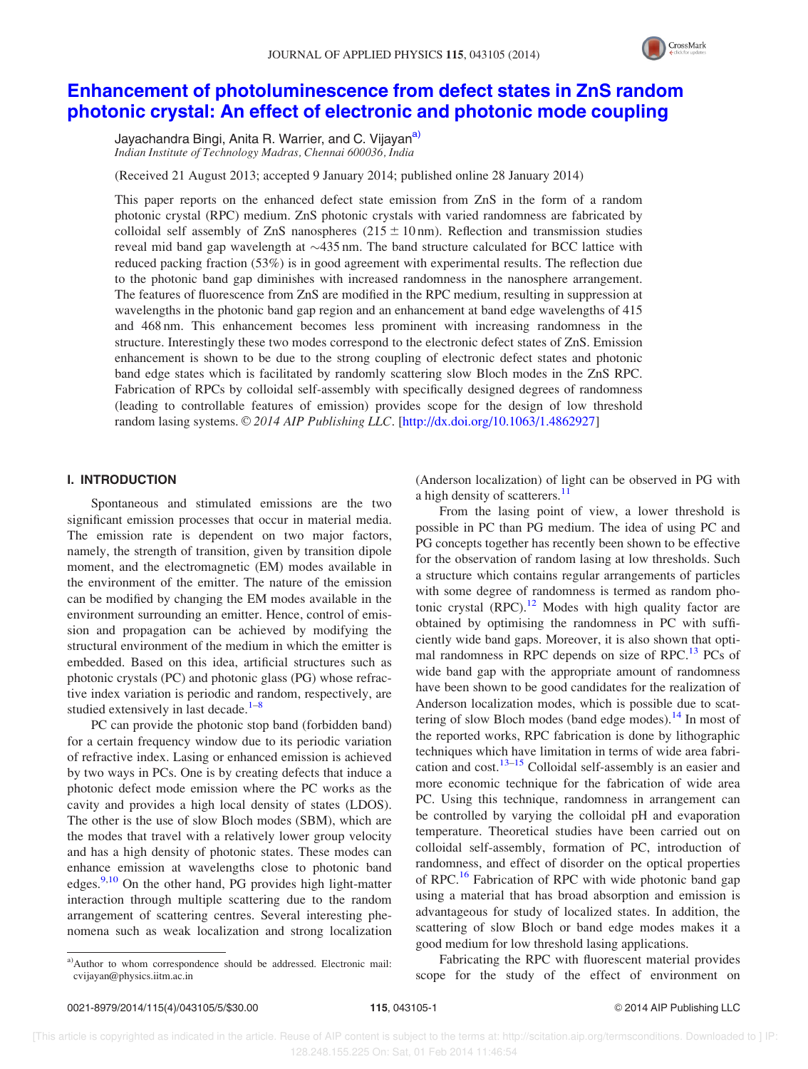# Enhancement of photoluminescence from defect states in ZnS random photonic crystal: An effect of electronic and photonic mode coupling

Jayachandra Bingi, Anita R. Warrier, and C. Vijayan[a)]

*Indian Institute of Technology Madras, Chennai 600036, India*

(Received 21 August 2013; accepted 9 January 2014; published online 28 January 2014)

This paper reports on the enhanced defect state emission from ZnS in the form of a random photonic crystal (RPC) medium. ZnS photonic crystals with varied randomness are fabricated by colloidal self assembly of ZnS nanospheres ($215 \pm 10$ nm). Reflection and transmission studies reveal mid band gap wavelength at $\sim$435 nm. The band structure calculated for BCC lattice with reduced packing fraction (53%) is in good agreement with experimental results. The reflection due to the photonic band gap diminishes with increased randomness in the nanosphere arrangement. The features of fluorescence from ZnS are modified in the RPC medium, resulting in suppression at wavelengths in the photonic band gap region and an enhancement at band edge wavelengths of 415 and 468 nm. This enhancement becomes less prominent with increasing randomness in the structure. Interestingly these two modes correspond to the electronic defect states of ZnS. Emission enhancement is shown to be due to the strong coupling of electronic defect states and photonic band edge states which is facilitated by randomly scattering slow Bloch modes in the ZnS RPC. Fabrication of RPCs by colloidal self-assembly with specifically designed degrees of randomness (leading to controllable features of emission) provides scope for the design of low threshold random lasing systems. © *2014 AIP Publishing LLC*. [http://dx.doi.org/10.1063/1.4862927]

## I. INTRODUCTION

Spontaneous and stimulated emissions are the two significant emission processes that occur in material media. The emission rate is dependent on two major factors, namely, the strength of transition, given by transition dipole moment, and the electromagnetic (EM) modes available in the environment of the emitter. The nature of the emission can be modified by changing the EM modes available in the environment surrounding an emitter. Hence, control of emission and propagation can be achieved by modifying the structural environment of the medium in which the emitter is embedded. Based on this idea, artificial structures such as photonic crystals (PC) and photonic glass (PG) whose refractive index variation is periodic and random, respectively, are studied extensively in last decade.[1–8]

PC can provide the photonic stop band (forbidden band) for a certain frequency window due to its periodic variation of refractive index. Lasing or enhanced emission is achieved by two ways in PCs. One is by creating defects that induce a photonic defect mode emission where the PC works as the cavity and provides a high local density of states (LDOS). The other is the use of slow Bloch modes (SBM), which are the modes that travel with a relatively lower group velocity and has a high density of photonic states. These modes can enhance emission at wavelengths close to photonic band edges.[9,10] On the other hand, PG provides high light-matter interaction through multiple scattering due to the random arrangement of scattering centres. Several interesting phenomena such as weak localization and strong localization (Anderson localization) of light can be observed in PG with a high density of scatterers.[11]

From the lasing point of view, a lower threshold is possible in PC than PG medium. The idea of using PC and PG concepts together has recently been shown to be effective for the observation of random lasing at low thresholds. Such a structure which contains regular arrangements of particles with some degree of randomness is termed as random photonic crystal (RPC).[12] Modes with high quality factor are obtained by optimising the randomness in PC with sufficiently wide band gaps. Moreover, it is also shown that optimal randomness in RPC depends on size of RPC.[13] PCs of wide band gap with the appropriate amount of randomness have been shown to be good candidates for the realization of Anderson localization modes, which is possible due to scattering of slow Bloch modes (band edge modes).[14] In most of the reported works, RPC fabrication is done by lithographic techniques which have limitation in terms of wide area fabrication and cost.[13–15] Colloidal self-assembly is an easier and more economic technique for the fabrication of wide area PC. Using this technique, randomness in arrangement can be controlled by varying the colloidal pH and evaporation temperature. Theoretical studies have been carried out on colloidal self-assembly, formation of PC, introduction of randomness, and effect of disorder on the optical properties of RPC.[16] Fabrication of RPC with wide photonic band gap using a material that has broad absorption and emission is advantageous for study of localized states. In addition, the scattering of slow Bloch or band edge modes makes it a good medium for low threshold lasing applications.

Fabricating the RPC with fluorescent material provides scope for the study of the effect of environment on

---

[a)] Author to whom correspondence should be addressed. Electronic mail: cvijayan@physics.iitm.ac.in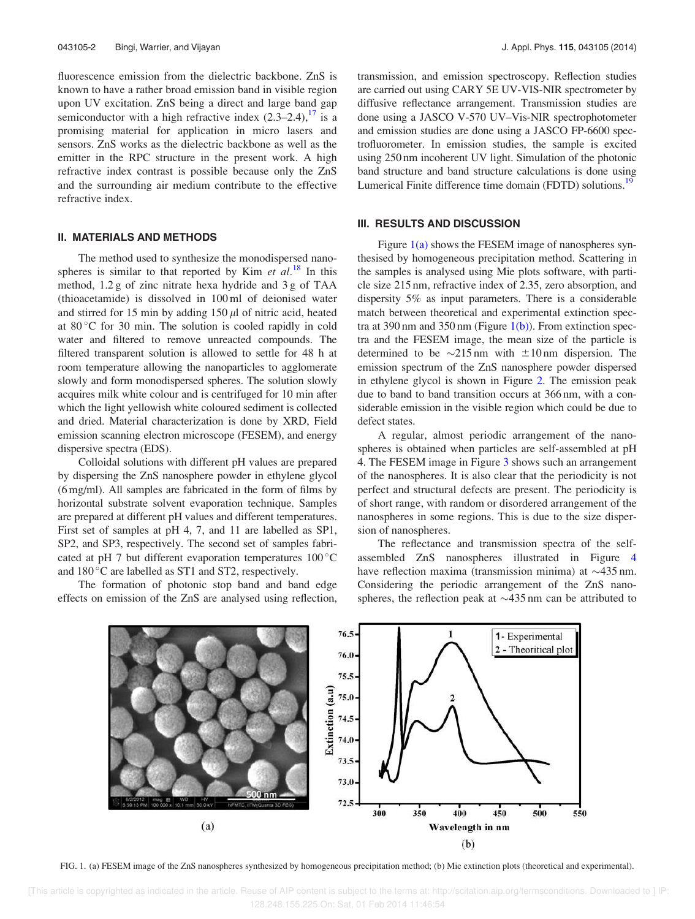fluorescence emission from the dielectric backbone. ZnS is known to have a rather broad emission band in visible region upon UV excitation. ZnS being a direct and large band gap semiconductor with a high refractive index (2.3–2.4),[17] is a promising material for application in micro lasers and sensors. ZnS works as the dielectric backbone as well as the emitter in the RPC structure in the present work. A high refractive index contrast is possible because only the ZnS and the surrounding air medium contribute to the effective refractive index.

## II. MATERIALS AND METHODS

The method used to synthesize the monodispersed nanospheres is similar to that reported by Kim *et al.*[18] In this method, 1.2 g of zinc nitrate hexa hydride and 3 g of TAA (thioacetamide) is dissolved in 100 ml of deionised water and stirred for 15 min by adding 150 $\mu$l of nitric acid, heated at 80 °C for 30 min. The solution is cooled rapidly in cold water and filtered to remove unreacted compounds. The filtered transparent solution is allowed to settle for 48 h at room temperature allowing the nanoparticles to agglomerate slowly and form monodispersed spheres. The solution slowly acquires milk white colour and is centrifuged for 10 min after which the light yellowish white coloured sediment is collected and dried. Material characterization is done by XRD, Field emission scanning electron microscope (FESEM), and energy dispersive spectra (EDS).

Colloidal solutions with different pH values are prepared by dispersing the ZnS nanosphere powder in ethylene glycol (6 mg/ml). All samples are fabricated in the form of films by horizontal substrate solvent evaporation technique. Samples are prepared at different pH values and different temperatures. First set of samples at pH 4, 7, and 11 are labelled as SP1, SP2, and SP3, respectively. The second set of samples fabricated at pH 7 but different evaporation temperatures 100 °C and 180 °C are labelled as ST1 and ST2, respectively.

The formation of photonic stop band and band edge effects on emission of the ZnS are analysed using reflection, transmission, and emission spectroscopy. Reflection studies are carried out using CARY 5E UV-VIS-NIR spectrometer by diffusive reflectance arrangement. Transmission studies are done using a JASCO V-570 UV–Vis-NIR spectrophotometer and emission studies are done using a JASCO FP-6600 spectrofluorometer. In emission studies, the sample is excited using 250 nm incoherent UV light. Simulation of the photonic band structure and band structure calculations is done using Lumerical Finite difference time domain (FDTD) solutions.[19]

## III. RESULTS AND DISCUSSION

Figure 1(a) shows the FESEM image of nanospheres synthesised by homogeneous precipitation method. Scattering in the samples is analysed using Mie plots software, with particle size 215 nm, refractive index of 2.35, zero absorption, and dispersity 5% as input parameters. There is a considerable match between theoretical and experimental extinction spectra at 390 nm and 350 nm (Figure 1(b)). From extinction spectra and the FESEM image, the mean size of the particle is determined to be ~215 nm with ±10 nm dispersion. The emission spectrum of the ZnS nanosphere powder dispersed in ethylene glycol is shown in Figure 2. The emission peak due to band to band transition occurs at 366 nm, with a considerable emission in the visible region which could be due to defect states.

A regular, almost periodic arrangement of the nanospheres is obtained when particles are self-assembled at pH 4. The FESEM image in Figure 3 shows such an arrangement of the nanospheres. It is also clear that the periodicity is not perfect and structural defects are present. The periodicity is of short range, with random or disordered arrangement of the nanospheres in some regions. This is due to the size dispersion of nanospheres.

The reflectance and transmission spectra of the self-assembled ZnS nanospheres illustrated in Figure 4 have reflection maxima (transmission minima) at ~435 nm. Considering the periodic arrangement of the ZnS nanospheres, the reflection peak at ~435 nm can be attributed to

FIG. 1. (a) FESEM image of the ZnS nanospheres synthesized by homogeneous precipitation method; (b) Mie extinction plots (theoretical and experimental).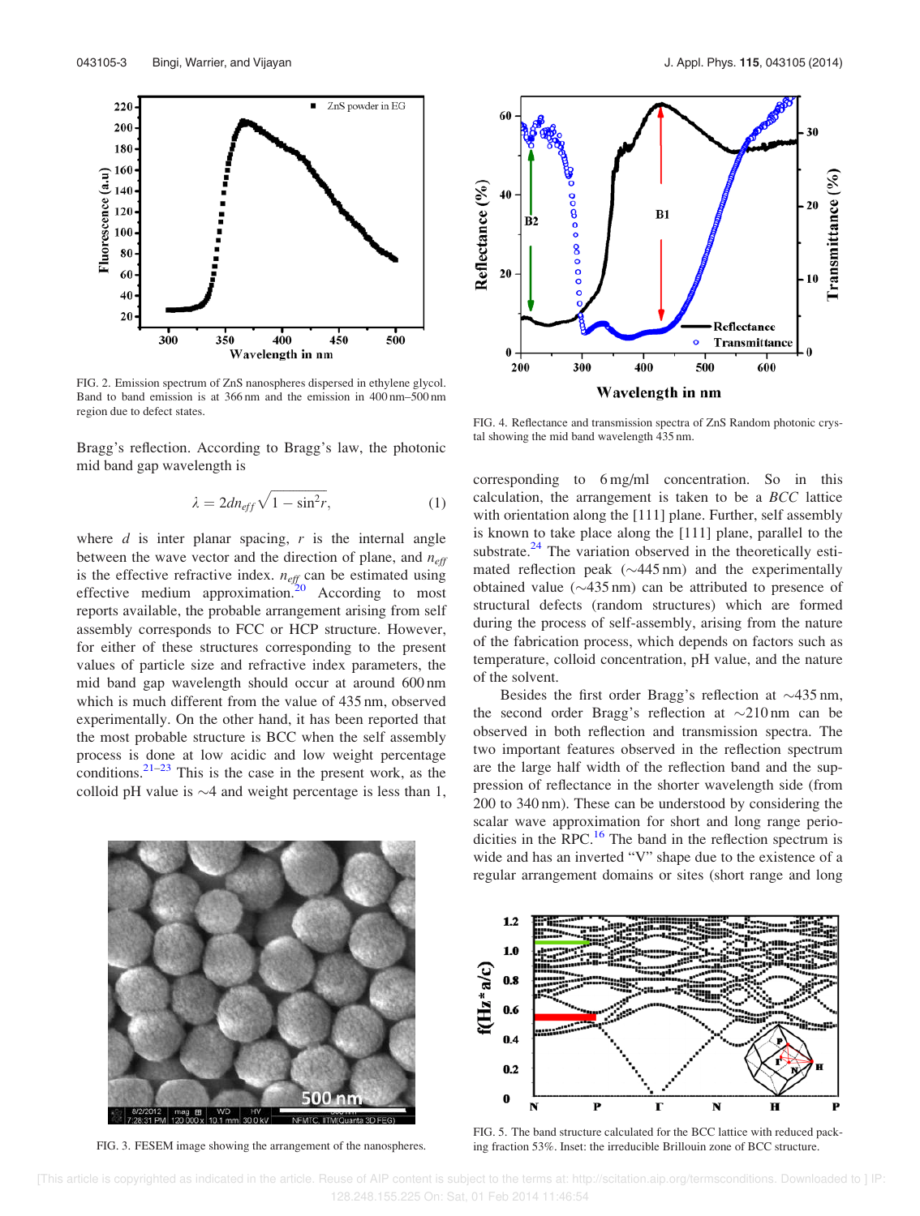FIG. 2. Emission spectrum of ZnS nanospheres dispersed in ethylene glycol. Band to band emission is at 366 nm and the emission in 400 nm–500 nm region due to defect states.

Bragg's reflection. According to Bragg's law, the photonic mid band gap wavelength is

$$\lambda = 2dn_{eff}\sqrt{1-\sin^2 r}, \tag{1}$$

where $d$ is inter planar spacing, $r$ is the internal angle between the wave vector and the direction of plane, and $n_{eff}$ is the effective refractive index. $n_{eff}$ can be estimated using effective medium approximation.[20] According to most reports available, the probable arrangement arising from self assembly corresponds to FCC or HCP structure. However, for either of these structures corresponding to the present values of particle size and refractive index parameters, the mid band gap wavelength should occur at around 600 nm which is much different from the value of 435 nm, observed experimentally. On the other hand, it has been reported that the most probable structure is BCC when the self assembly process is done at low acidic and low weight percentage conditions.[21–23] This is the case in the present work, as the colloid pH value is ~4 and weight percentage is less than 1, corresponding to 6 mg/ml concentration. So in this calculation, the arrangement is taken to be a *BCC* lattice with orientation along the [111] plane. Further, self assembly is known to take place along the [111] plane, parallel to the substrate.[24] The variation observed in the theoretically estimated reflection peak (~445 nm) and the experimentally obtained value (~435 nm) can be attributed to presence of structural defects (random structures) which are formed during the process of self-assembly, arising from the nature of the fabrication process, which depends on factors such as temperature, colloid concentration, pH value, and the nature of the solvent.

Besides the first order Bragg's reflection at ~435 nm, the second order Bragg's reflection at ~210 nm can be observed in both reflection and transmission spectra. The two important features observed in the reflection spectrum are the large half width of the reflection band and the suppression of reflectance in the shorter wavelength side (from 200 to 340 nm). These can be understood by considering the scalar wave approximation for short and long range periodicities in the RPC.[16] The band in the reflection spectrum is wide and has an inverted "V" shape due to the existence of a regular arrangement domains or sites (short range and long

FIG. 3. FESEM image showing the arrangement of the nanospheres.

FIG. 4. Reflectance and transmission spectra of ZnS Random photonic crystal showing the mid band wavelength 435 nm.

FIG. 5. The band structure calculated for the BCC lattice with reduced packing fraction 53%. Inset: the irreducible Brillouin zone of BCC structure.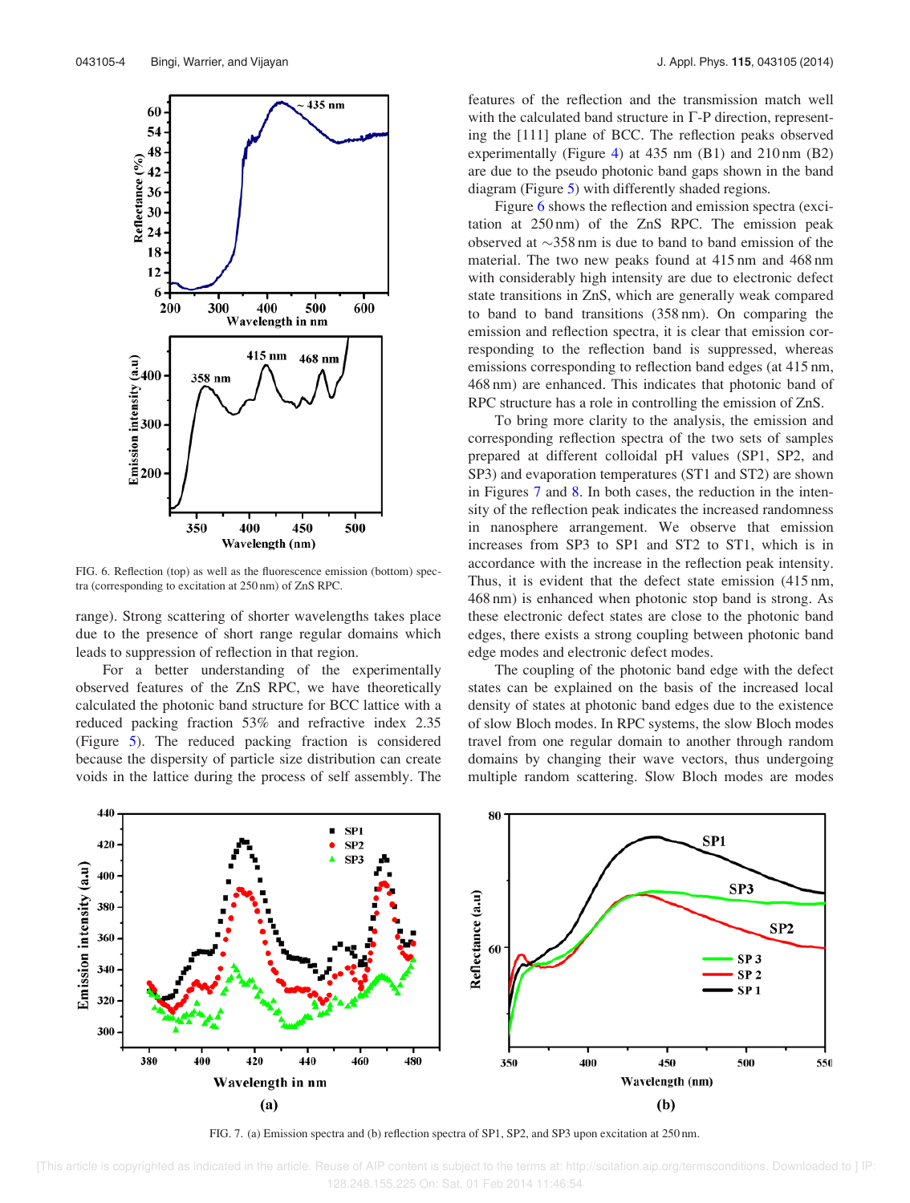FIG. 6. Reflection (top) as well as the fluorescence emission (bottom) spectra (corresponding to excitation at 250 nm) of ZnS RPC.

range). Strong scattering of shorter wavelengths takes place due to the presence of short range regular domains which leads to suppression of reflection in that region.

For a better understanding of the experimentally observed features of the ZnS RPC, we have theoretically calculated the photonic band structure for BCC lattice with a reduced packing fraction 53% and refractive index 2.35 (Figure 5). The reduced packing fraction is considered because the dispersity of particle size distribution can create voids in the lattice during the process of self assembly. The features of the reflection and the transmission match well with the calculated band structure in Γ-P direction, representing the [111] plane of BCC. The reflection peaks observed experimentally (Figure 4) at 435 nm (B1) and 210 nm (B2) are due to the pseudo photonic band gaps shown in the band diagram (Figure 5) with differently shaded regions.

Figure 6 shows the reflection and emission spectra (excitation at 250 nm) of the ZnS RPC. The emission peak observed at ∼358 nm is due to band to band emission of the material. The two new peaks found at 415 nm and 468 nm with considerably high intensity are due to electronic defect state transitions in ZnS, which are generally weak compared to band to band transitions (358 nm). On comparing the emission and reflection spectra, it is clear that emission corresponding to the reflection band is suppressed, whereas emissions corresponding to reflection band edges (at 415 nm, 468 nm) are enhanced. This indicates that photonic band of RPC structure has a role in controlling the emission of ZnS.

To bring more clarity to the analysis, the emission and corresponding reflection spectra of the two sets of samples prepared at different colloidal pH values (SP1, SP2, and SP3) and evaporation temperatures (ST1 and ST2) are shown in Figures 7 and 8. In both cases, the reduction in the intensity of the reflection peak indicates the increased randomness in nanosphere arrangement. We observe that emission increases from SP3 to SP1 and ST2 to ST1, which is in accordance with the increase in the reflection peak intensity. Thus, it is evident that the defect state emission (415 nm, 468 nm) is enhanced when photonic stop band is strong. As these electronic defect states are close to the photonic band edges, there exists a strong coupling between photonic band edge modes and electronic defect modes.

The coupling of the photonic band edge with the defect states can be explained on the basis of the increased local density of states at photonic band edges due to the existence of slow Bloch modes. In RPC systems, the slow Bloch modes travel from one regular domain to another through random domains by changing their wave vectors, thus undergoing multiple random scattering. Slow Bloch modes are modes

FIG. 7. (a) Emission spectra and (b) reflection spectra of SP1, SP2, and SP3 upon excitation at 250 nm.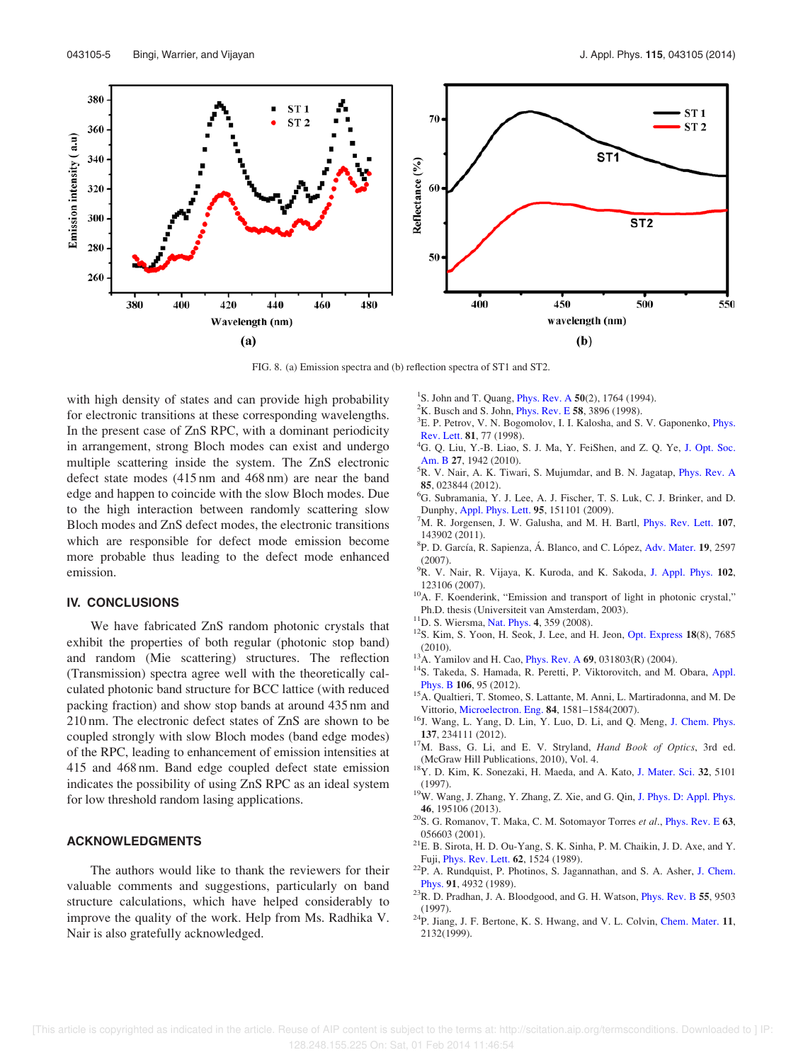(a)

ST 1
ST 2

Emission intensity ( a.u)

380
360
340
320
300
280
260

380 400 420 440 460 480

Wavelength (nm)

(b)

ST 1
ST 2

ST1
ST2

Reflectance (%)

70
60
50

400 450 500 550

wavelength (nm)

FIG. 8. (a) Emission spectra and (b) reflection spectra of ST1 and ST2.

with high density of states and can provide high probability for electronic transitions at these corresponding wavelengths. In the present case of ZnS RPC, with a dominant periodicity in arrangement, strong Bloch modes can exist and undergo multiple scattering inside the system. The ZnS electronic defect state modes (415 nm and 468 nm) are near the band edge and happen to coincide with the slow Bloch modes. Due to the high interaction between randomly scattering slow Bloch modes and ZnS defect modes, the electronic transitions which are responsible for defect mode emission become more probable thus leading to the defect mode enhanced emission.

## IV. CONCLUSIONS

We have fabricated ZnS random photonic crystals that exhibit the properties of both regular (photonic stop band) and random (Mie scattering) structures. The reflection (Transmission) spectra agree well with the theoretically calculated photonic band structure for BCC lattice (with reduced packing fraction) and show stop bands at around 435 nm and 210 nm. The electronic defect states of ZnS are shown to be coupled strongly with slow Bloch modes (band edge modes) of the RPC, leading to enhancement of emission intensities at 415 and 468 nm. Band edge coupled defect state emission indicates the possibility of using ZnS RPC as an ideal system for low threshold random lasing applications.

## ACKNOWLEDGMENTS

The authors would like to thank the reviewers for their valuable comments and suggestions, particularly on band structure calculations, which have helped considerably to improve the quality of the work. Help from Ms. Radhika V. Nair is also gratefully acknowledged.

[1] S. John and T. Quang, Phys. Rev. A **50**(2), 1764 (1994).
[2] K. Busch and S. John, Phys. Rev. E **58**, 3896 (1998).
[3] E. P. Petrov, V. N. Bogomolov, I. I. Kalosha, and S. V. Gaponenko, Phys. Rev. Lett. **81**, 77 (1998).
[4] G. Q. Liu, Y.-B. Liao, S. J. Ma, Y. FeiShen, and Z. Q. Ye, J. Opt. Soc. Am. B **27**, 1942 (2010).
[5] R. V. Nair, A. K. Tiwari, S. Mujumdar, and B. N. Jagatap, Phys. Rev. A **85**, 023844 (2012).
[6] G. Subramania, Y. J. Lee, A. J. Fischer, T. S. Luk, C. J. Brinker, and D. Dunphy, Appl. Phys. Lett. **95**, 151101 (2009).
[7] M. R. Jorgensen, J. W. Galusha, and M. H. Bartl, Phys. Rev. Lett. **107**, 143902 (2011).
[8] P. D. García, R. Sapienza, Á. Blanco, and C. López, Adv. Mater. **19**, 2597 (2007).
[9] R. V. Nair, R. Vijaya, K. Kuroda, and K. Sakoda, J. Appl. Phys. **102**, 123106 (2007).
[10] A. F. Koenderink, "Emission and transport of light in photonic crystal," Ph.D. thesis (Universiteit van Amsterdam, 2003).
[11] D. S. Wiersma, Nat. Phys. **4**, 359 (2008).
[12] S. Kim, S. Yoon, H. Seok, J. Lee, and H. Jeon, Opt. Express **18**(8), 7685 (2010).
[13] A. Yamilov and H. Cao, Phys. Rev. A **69**, 031803(R) (2004).
[14] S. Takeda, S. Hamada, R. Peretti, P. Viktorovitch, and M. Obara, Appl. Phys. B **106**, 95 (2012).
[15] A. Qualtieri, T. Stomeo, S. Lattante, M. Anni, L. Martiradonna, and M. De Vittorio, Microelectron. Eng. **84**, 1581–1584(2007).
[16] J. Wang, L. Yang, D. Lin, Y. Luo, D. Li, and Q. Meng, J. Chem. Phys. **137**, 234111 (2012).
[17] M. Bass, G. Li, and E. V. Stryland, *Hand Book of Optics*, 3rd ed. (McGraw Hill Publications, 2010), Vol. 4.
[18] Y. D. Kim, K. Sonezaki, H. Maeda, and A. Kato, J. Mater. Sci. **32**, 5101 (1997).
[19] W. Wang, J. Zhang, Y. Zhang, Z. Xie, and G. Qin, J. Phys. D: Appl. Phys. **46**, 195106 (2013).
[20] S. G. Romanov, T. Maka, C. M. Sotomayor Torres *et al.*, Phys. Rev. E **63**, 056603 (2001).
[21] E. B. Sirota, H. D. Ou-Yang, S. K. Sinha, P. M. Chaikin, J. D. Axe, and Y. Fuji, Phys. Rev. Lett. **62**, 1524 (1989).
[22] P. A. Rundquist, P. Photinos, S. Jagannathan, and S. A. Asher, J. Chem. Phys. **91**, 4932 (1989).
[23] R. D. Pradhan, J. A. Bloodgood, and G. H. Watson, Phys. Rev. B **55**, 9503 (1997).
[24] P. Jiang, J. F. Bertone, K. S. Hwang, and V. L. Colvin, Chem. Mater. **11**, 2132(1999).